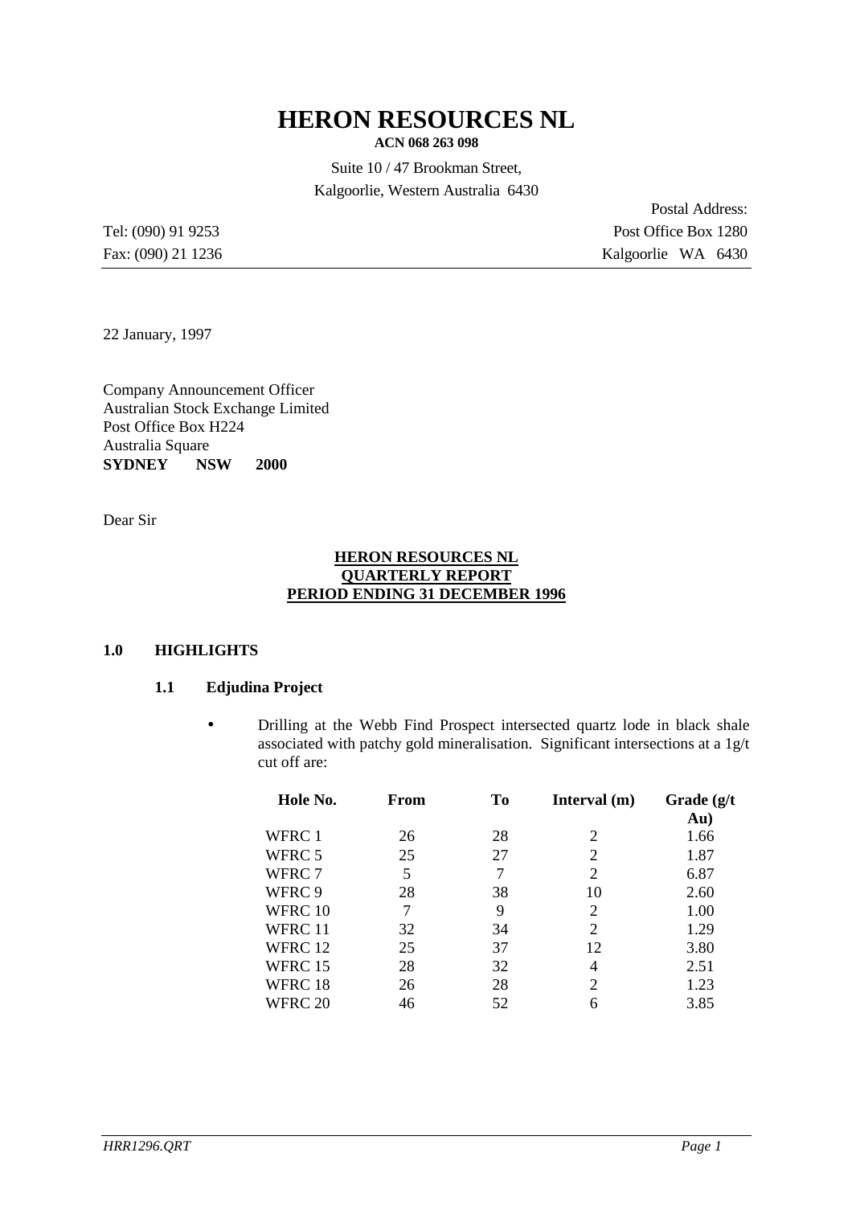# HERON RESOURCES NL

**ACN 068 263 098**

Suite 10 / 47 Brookman Street,
Kalgoorlie, Western Australia 6430

Tel: (090) 91 9253
Fax: (090) 21 1236

Postal Address:
Post Office Box 1280
Kalgoorlie WA 6430

22 January, 1997

Company Announcement Officer
Australian Stock Exchange Limited
Post Office Box H224
Australia Square
**SYDNEY NSW 2000**

Dear Sir

**HERON RESOURCES NL**
**QUARTERLY REPORT**
**PERIOD ENDING 31 DECEMBER 1996**

## 1.0 HIGHLIGHTS

### 1.1 Edjudina Project

- Drilling at the Webb Find Prospect intersected quartz lode in black shale associated with patchy gold mineralisation. Significant intersections at a 1g/t cut off are:

| Hole No. | From | To | Interval (m) | Grade (g/t Au) |
|---|---|---|---|---|
| WFRC 1 | 26 | 28 | 2 | 1.66 |
| WFRC 5 | 25 | 27 | 2 | 1.87 |
| WFRC 7 | 5 | 7 | 2 | 6.87 |
| WFRC 9 | 28 | 38 | 10 | 2.60 |
| WFRC 10 | 7 | 9 | 2 | 1.00 |
| WFRC 11 | 32 | 34 | 2 | 1.29 |
| WFRC 12 | 25 | 37 | 12 | 3.80 |
| WFRC 15 | 28 | 32 | 4 | 2.51 |
| WFRC 18 | 26 | 28 | 2 | 1.23 |
| WFRC 20 | 46 | 52 | 6 | 3.85 |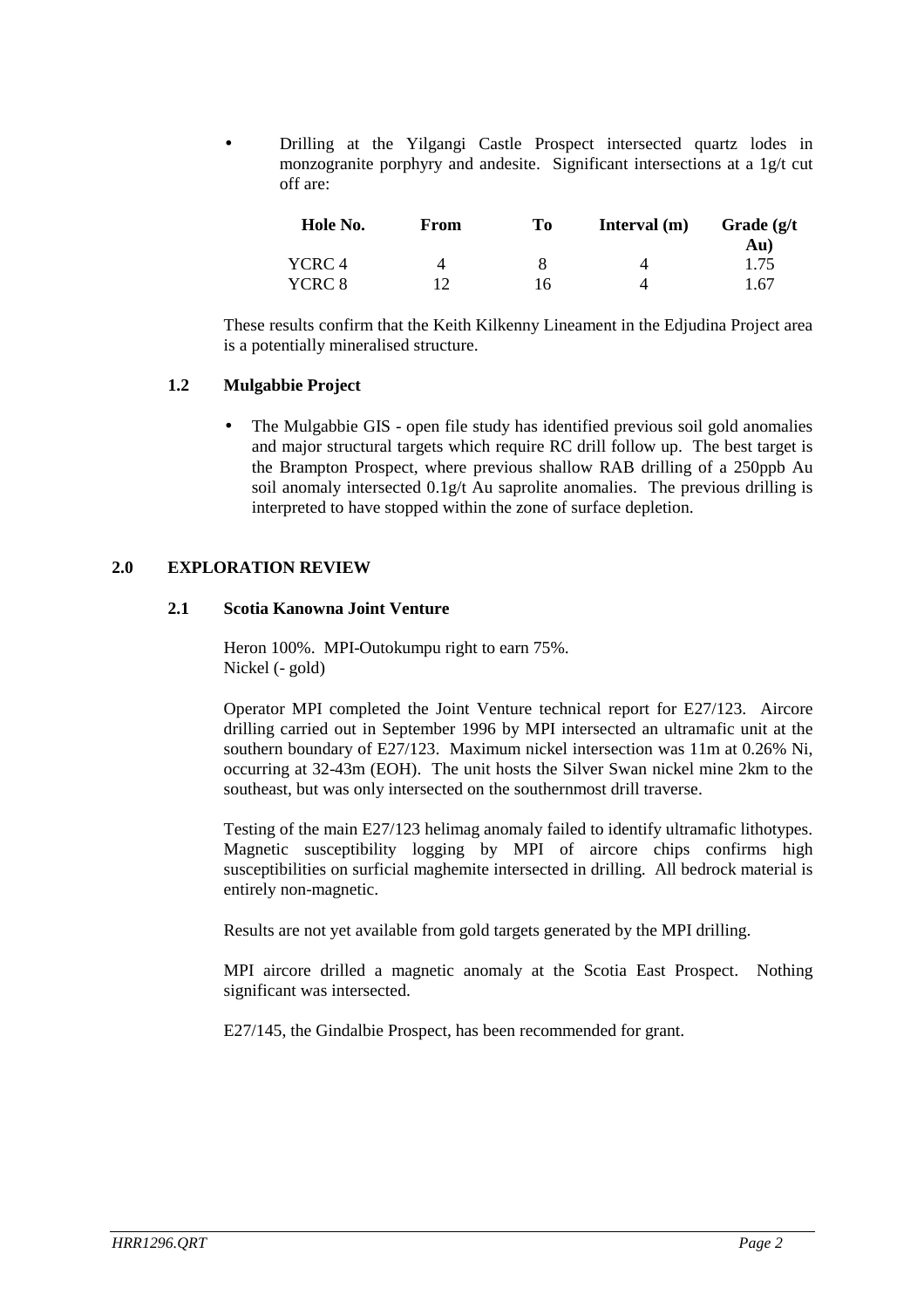- Drilling at the Yilgangi Castle Prospect intersected quartz lodes in monzogranite porphyry and andesite. Significant intersections at a 1g/t cut off are:

| Hole No. | From | To | Interval (m) | Grade (g/t Au) |
|---|---|---|---|---|
| YCRC 4 | 4 | 8 | 4 | 1.75 |
| YCRC 8 | 12 | 16 | 4 | 1.67 |

These results confirm that the Keith Kilkenny Lineament in the Edjudina Project area is a potentially mineralised structure.

### 1.2 Mulgabbie Project

- The Mulgabbie GIS - open file study has identified previous soil gold anomalies and major structural targets which require RC drill follow up. The best target is the Brampton Prospect, where previous shallow RAB drilling of a 250ppb Au soil anomaly intersected 0.1g/t Au saprolite anomalies. The previous drilling is interpreted to have stopped within the zone of surface depletion.

## 2.0 EXPLORATION REVIEW

### 2.1 Scotia Kanowna Joint Venture

Heron 100%. MPI-Outokumpu right to earn 75%.
Nickel (- gold)

Operator MPI completed the Joint Venture technical report for E27/123. Aircore drilling carried out in September 1996 by MPI intersected an ultramafic unit at the southern boundary of E27/123. Maximum nickel intersection was 11m at 0.26% Ni, occurring at 32-43m (EOH). The unit hosts the Silver Swan nickel mine 2km to the southeast, but was only intersected on the southernmost drill traverse.

Testing of the main E27/123 helimag anomaly failed to identify ultramafic lithotypes. Magnetic susceptibility logging by MPI of aircore chips confirms high susceptibilities on surficial maghemite intersected in drilling. All bedrock material is entirely non-magnetic.

Results are not yet available from gold targets generated by the MPI drilling.

MPI aircore drilled a magnetic anomaly at the Scotia East Prospect. Nothing significant was intersected.

E27/145, the Gindalbie Prospect, has been recommended for grant.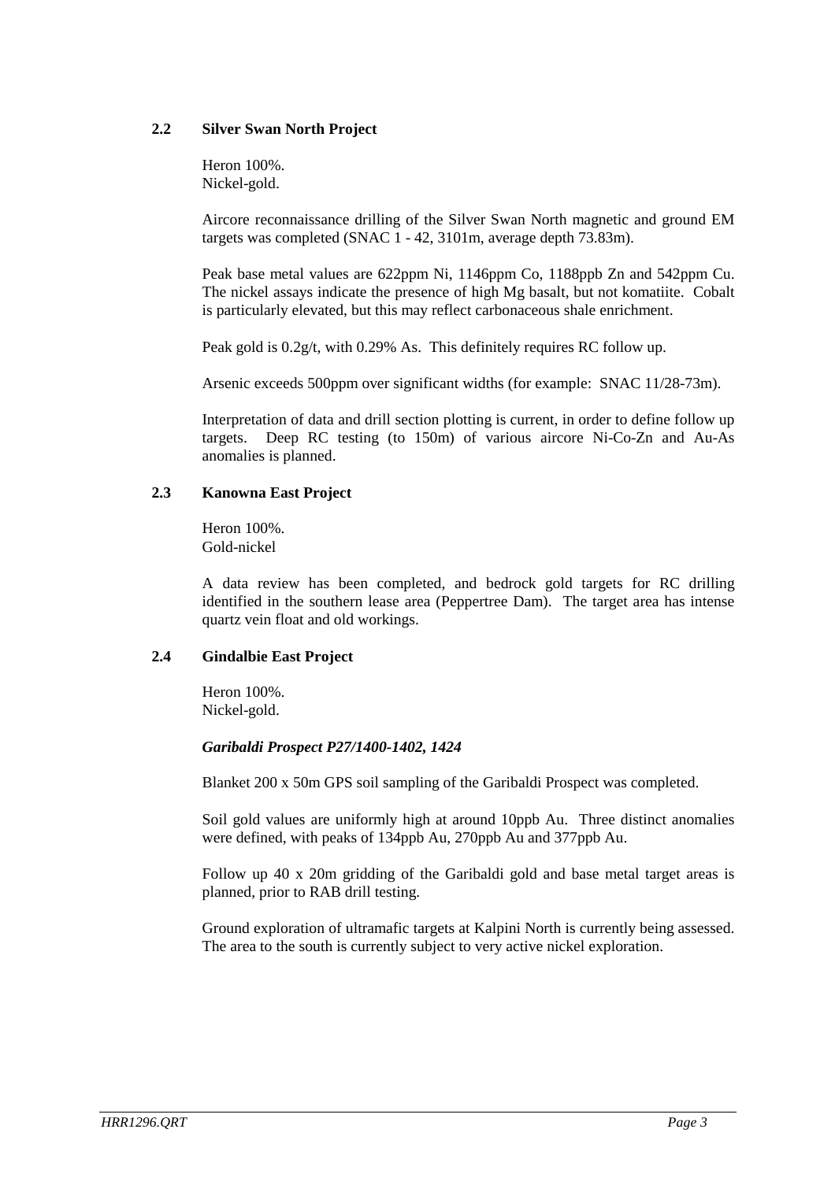## 2.2 Silver Swan North Project

Heron 100%.
Nickel-gold.

Aircore reconnaissance drilling of the Silver Swan North magnetic and ground EM targets was completed (SNAC 1 - 42, 3101m, average depth 73.83m).

Peak base metal values are 622ppm Ni, 1146ppm Co, 1188ppb Zn and 542ppm Cu. The nickel assays indicate the presence of high Mg basalt, but not komatiite. Cobalt is particularly elevated, but this may reflect carbonaceous shale enrichment.

Peak gold is 0.2g/t, with 0.29% As. This definitely requires RC follow up.

Arsenic exceeds 500ppm over significant widths (for example: SNAC 11/28-73m).

Interpretation of data and drill section plotting is current, in order to define follow up targets. Deep RC testing (to 150m) of various aircore Ni-Co-Zn and Au-As anomalies is planned.

## 2.3 Kanowna East Project

Heron 100%.
Gold-nickel

A data review has been completed, and bedrock gold targets for RC drilling identified in the southern lease area (Peppertree Dam). The target area has intense quartz vein float and old workings.

## 2.4 Gindalbie East Project

Heron 100%.
Nickel-gold.

### *Garibaldi Prospect P27/1400-1402, 1424*

Blanket 200 x 50m GPS soil sampling of the Garibaldi Prospect was completed.

Soil gold values are uniformly high at around 10ppb Au. Three distinct anomalies were defined, with peaks of 134ppb Au, 270ppb Au and 377ppb Au.

Follow up 40 x 20m gridding of the Garibaldi gold and base metal target areas is planned, prior to RAB drill testing.

Ground exploration of ultramafic targets at Kalpini North is currently being assessed. The area to the south is currently subject to very active nickel exploration.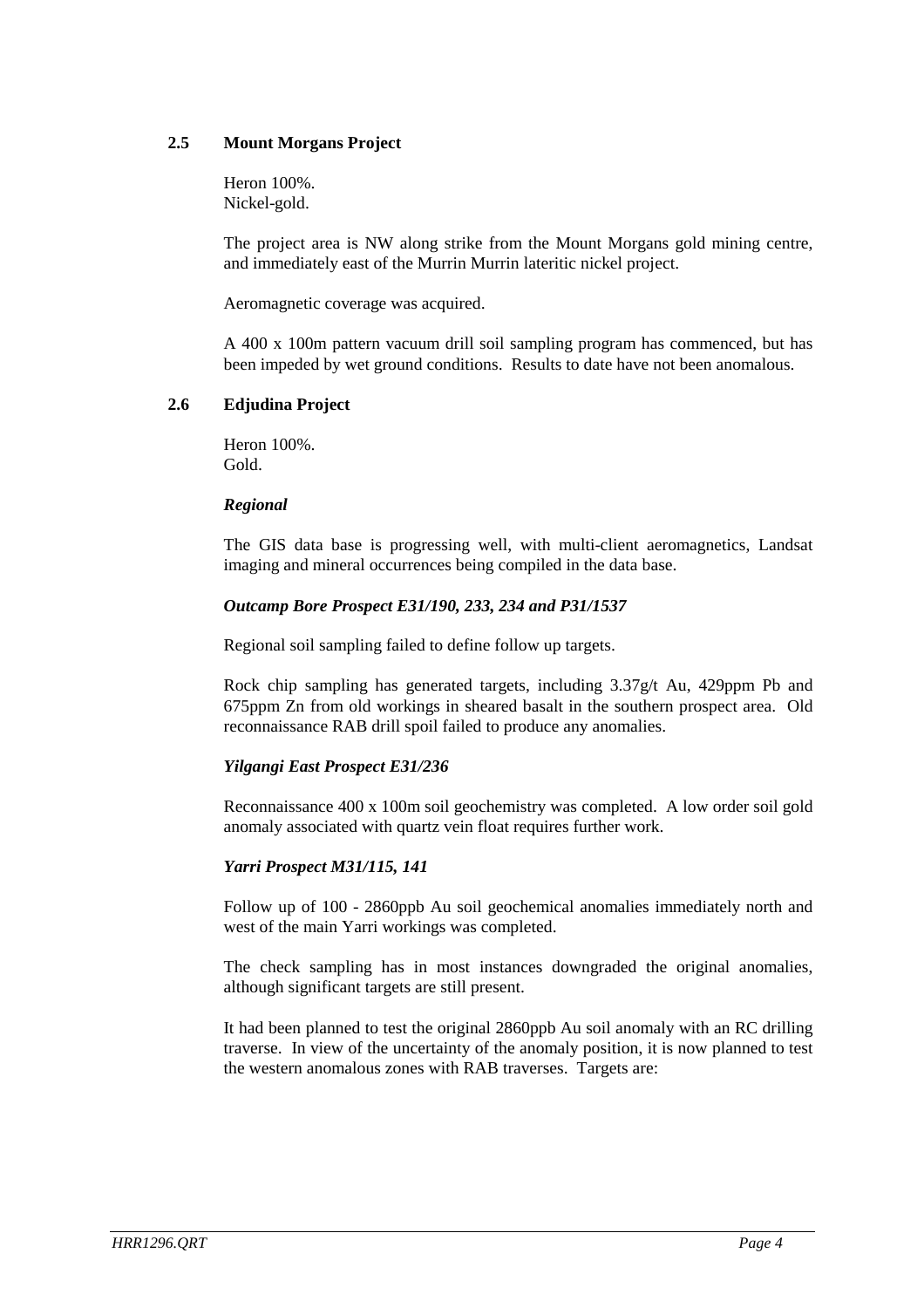## 2.5 Mount Morgans Project

Heron 100%.
Nickel-gold.

The project area is NW along strike from the Mount Morgans gold mining centre, and immediately east of the Murrin Murrin lateritic nickel project.

Aeromagnetic coverage was acquired.

A 400 x 100m pattern vacuum drill soil sampling program has commenced, but has been impeded by wet ground conditions. Results to date have not been anomalous.

## 2.6 Edjudina Project

Heron 100%.
Gold.

***Regional***

The GIS data base is progressing well, with multi-client aeromagnetics, Landsat imaging and mineral occurrences being compiled in the data base.

***Outcamp Bore Prospect E31/190, 233, 234 and P31/1537***

Regional soil sampling failed to define follow up targets.

Rock chip sampling has generated targets, including 3.37g/t Au, 429ppm Pb and 675ppm Zn from old workings in sheared basalt in the southern prospect area. Old reconnaissance RAB drill spoil failed to produce any anomalies.

***Yilgangi East Prospect E31/236***

Reconnaissance 400 x 100m soil geochemistry was completed. A low order soil gold anomaly associated with quartz vein float requires further work.

***Yarri Prospect M31/115, 141***

Follow up of 100 - 2860ppb Au soil geochemical anomalies immediately north and west of the main Yarri workings was completed.

The check sampling has in most instances downgraded the original anomalies, although significant targets are still present.

It had been planned to test the original 2860ppb Au soil anomaly with an RC drilling traverse. In view of the uncertainty of the anomaly position, it is now planned to test the western anomalous zones with RAB traverses. Targets are: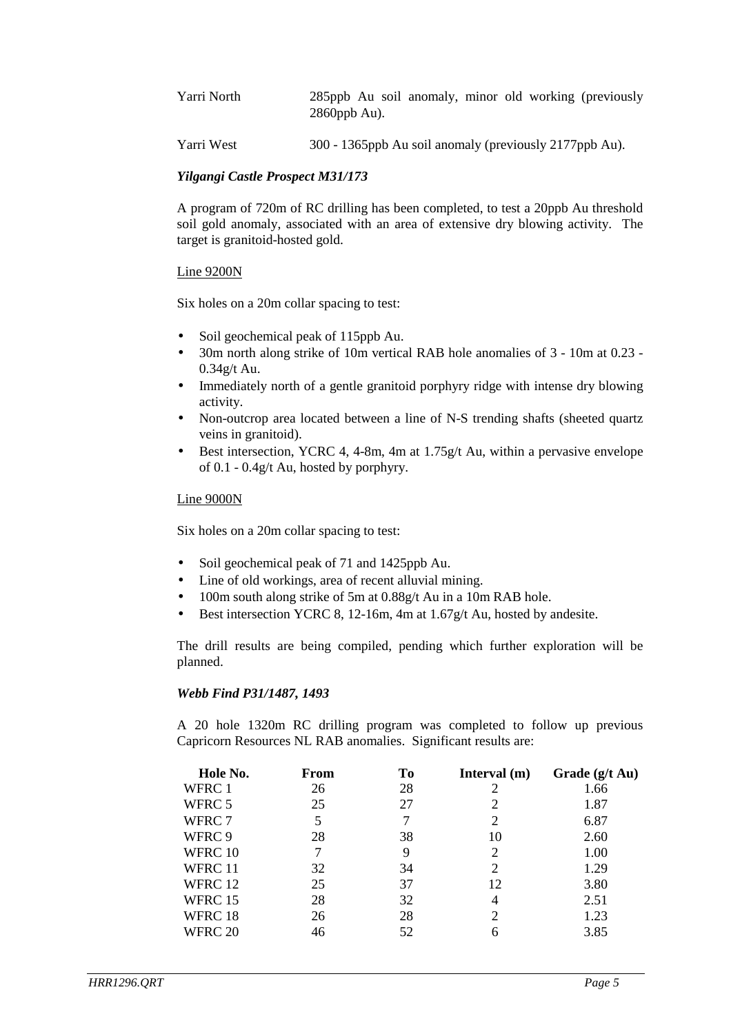| | |
|---|---|
| Yarri North | 285ppb Au soil anomaly, minor old working (previously 2860ppb Au). |
| Yarri West | 300 - 1365ppb Au soil anomaly (previously 2177ppb Au). |

### *Yilgangi Castle Prospect M31/173*

A program of 720m of RC drilling has been completed, to test a 20ppb Au threshold soil gold anomaly, associated with an area of extensive dry blowing activity. The target is granitoid-hosted gold.

<u>Line 9200N</u>

Six holes on a 20m collar spacing to test:

- Soil geochemical peak of 115ppb Au.
- 30m north along strike of 10m vertical RAB hole anomalies of 3 - 10m at 0.23 - 0.34g/t Au.
- Immediately north of a gentle granitoid porphyry ridge with intense dry blowing activity.
- Non-outcrop area located between a line of N-S trending shafts (sheeted quartz veins in granitoid).
- Best intersection, YCRC 4, 4-8m, 4m at 1.75g/t Au, within a pervasive envelope of 0.1 - 0.4g/t Au, hosted by porphyry.

<u>Line 9000N</u>

Six holes on a 20m collar spacing to test:

- Soil geochemical peak of 71 and 1425ppb Au.
- Line of old workings, area of recent alluvial mining.
- 100m south along strike of 5m at 0.88g/t Au in a 10m RAB hole.
- Best intersection YCRC 8, 12-16m, 4m at 1.67g/t Au, hosted by andesite.

The drill results are being compiled, pending which further exploration will be planned.

### *Webb Find P31/1487, 1493*

A 20 hole 1320m RC drilling program was completed to follow up previous Capricorn Resources NL RAB anomalies. Significant results are:

| Hole No. | From | To | Interval (m) | Grade (g/t Au) |
|---|---|---|---|---|
| WFRC 1 | 26 | 28 | 2 | 1.66 |
| WFRC 5 | 25 | 27 | 2 | 1.87 |
| WFRC 7 | 5 | 7 | 2 | 6.87 |
| WFRC 9 | 28 | 38 | 10 | 2.60 |
| WFRC 10 | 7 | 9 | 2 | 1.00 |
| WFRC 11 | 32 | 34 | 2 | 1.29 |
| WFRC 12 | 25 | 37 | 12 | 3.80 |
| WFRC 15 | 28 | 32 | 4 | 2.51 |
| WFRC 18 | 26 | 28 | 2 | 1.23 |
| WFRC 20 | 46 | 52 | 6 | 3.85 |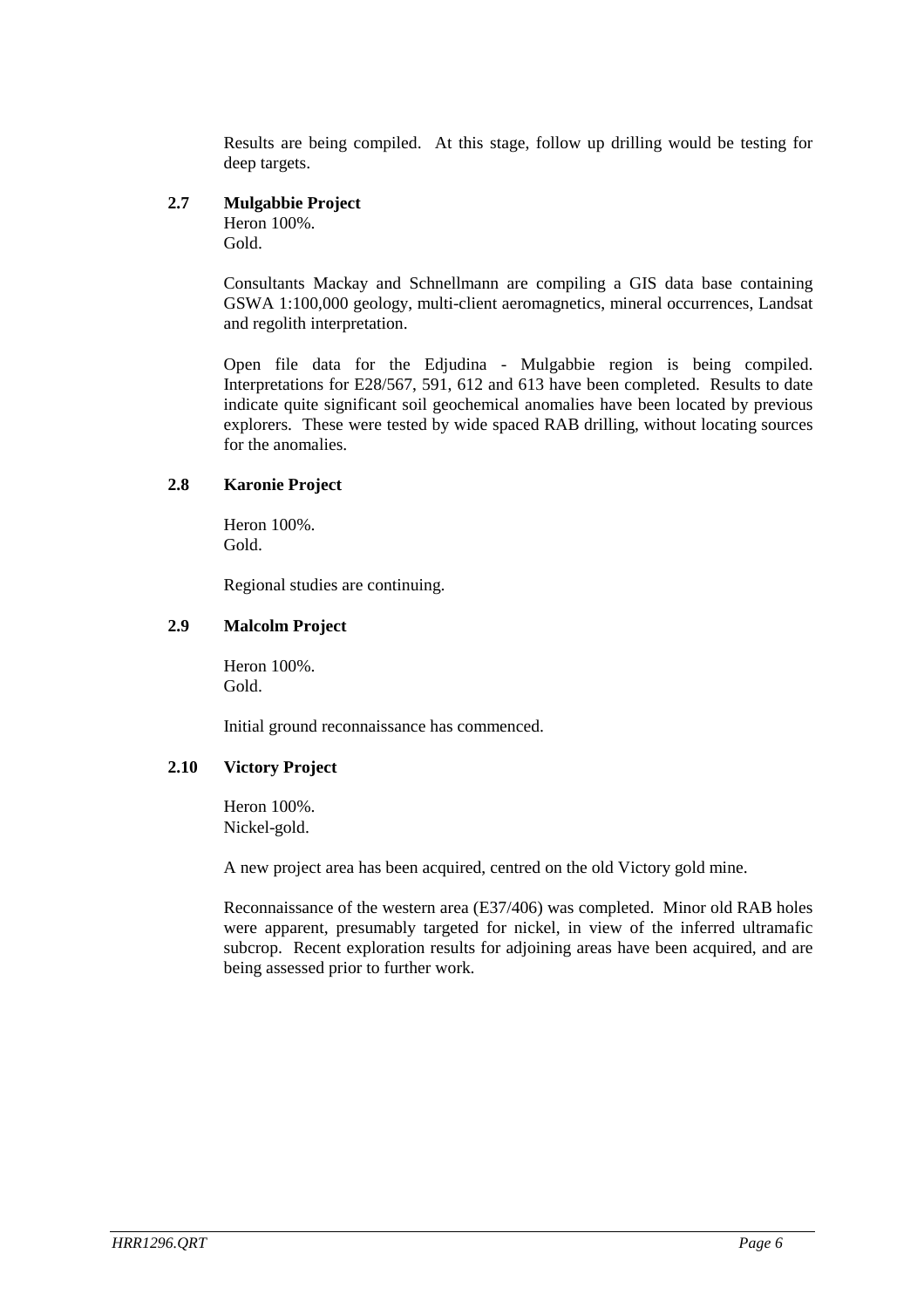Results are being compiled. At this stage, follow up drilling would be testing for deep targets.

### 2.7 Mulgabbie Project

Heron 100%.
Gold.

Consultants Mackay and Schnellmann are compiling a GIS data base containing GSWA 1:100,000 geology, multi-client aeromagnetics, mineral occurrences, Landsat and regolith interpretation.

Open file data for the Edjudina - Mulgabbie region is being compiled. Interpretations for E28/567, 591, 612 and 613 have been completed. Results to date indicate quite significant soil geochemical anomalies have been located by previous explorers. These were tested by wide spaced RAB drilling, without locating sources for the anomalies.

### 2.8 Karonie Project

Heron 100%.
Gold.

Regional studies are continuing.

### 2.9 Malcolm Project

Heron 100%.
Gold.

Initial ground reconnaissance has commenced.

### 2.10 Victory Project

Heron 100%.
Nickel-gold.

A new project area has been acquired, centred on the old Victory gold mine.

Reconnaissance of the western area (E37/406) was completed. Minor old RAB holes were apparent, presumably targeted for nickel, in view of the inferred ultramafic subcrop. Recent exploration results for adjoining areas have been acquired, and are being assessed prior to further work.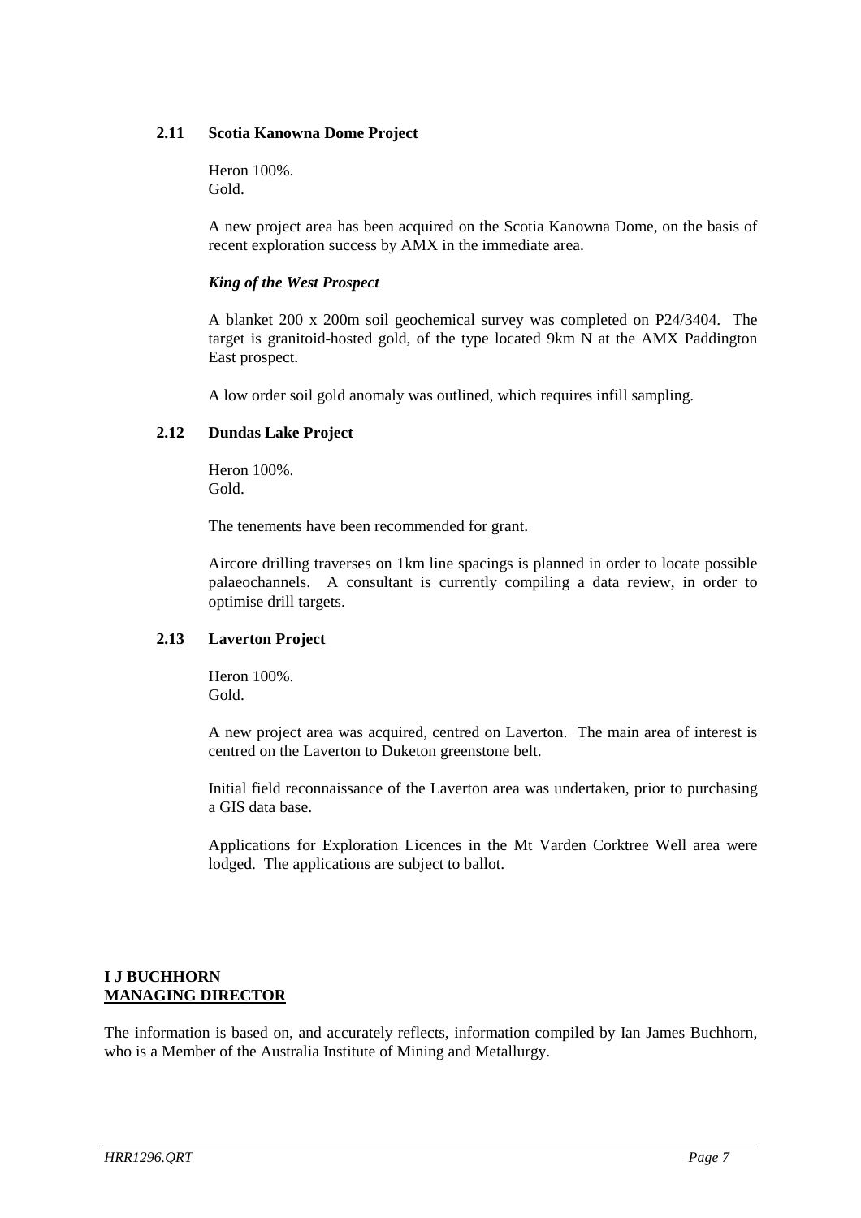### 2.11 Scotia Kanowna Dome Project

Heron 100%.
Gold.

A new project area has been acquired on the Scotia Kanowna Dome, on the basis of recent exploration success by AMX in the immediate area.

***King of the West Prospect***

A blanket 200 x 200m soil geochemical survey was completed on P24/3404. The target is granitoid-hosted gold, of the type located 9km N at the AMX Paddington East prospect.

A low order soil gold anomaly was outlined, which requires infill sampling.

### 2.12 Dundas Lake Project

Heron 100%.
Gold.

The tenements have been recommended for grant.

Aircore drilling traverses on 1km line spacings is planned in order to locate possible palaeochannels. A consultant is currently compiling a data review, in order to optimise drill targets.

### 2.13 Laverton Project

Heron 100%.
Gold.

A new project area was acquired, centred on Laverton. The main area of interest is centred on the Laverton to Duketon greenstone belt.

Initial field reconnaissance of the Laverton area was undertaken, prior to purchasing a GIS data base.

Applications for Exploration Licences in the Mt Varden Corktree Well area were lodged. The applications are subject to ballot.

**I J BUCHHORN**
**MANAGING DIRECTOR**

The information is based on, and accurately reflects, information compiled by Ian James Buchhorn, who is a Member of the Australia Institute of Mining and Metallurgy.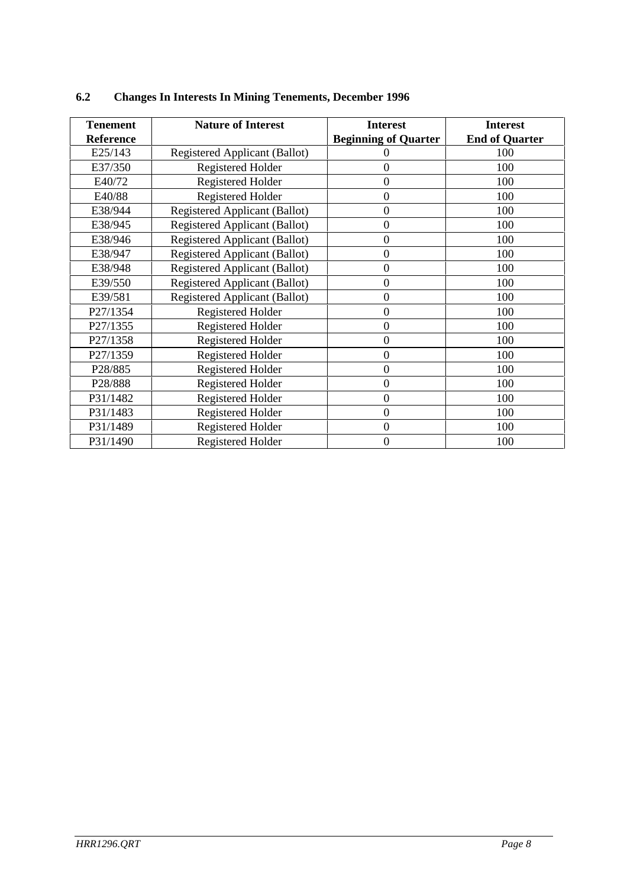### 6.2 Changes In Interests In Mining Tenements, December 1996

| Tenement Reference | Nature of Interest | Interest Beginning of Quarter | Interest End of Quarter |
|---|---|---|---|
| E25/143 | Registered Applicant (Ballot) | 0 | 100 |
| E37/350 | Registered Holder | 0 | 100 |
| E40/72 | Registered Holder | 0 | 100 |
| E40/88 | Registered Holder | 0 | 100 |
| E38/944 | Registered Applicant (Ballot) | 0 | 100 |
| E38/945 | Registered Applicant (Ballot) | 0 | 100 |
| E38/946 | Registered Applicant (Ballot) | 0 | 100 |
| E38/947 | Registered Applicant (Ballot) | 0 | 100 |
| E38/948 | Registered Applicant (Ballot) | 0 | 100 |
| E39/550 | Registered Applicant (Ballot) | 0 | 100 |
| E39/581 | Registered Applicant (Ballot) | 0 | 100 |
| P27/1354 | Registered Holder | 0 | 100 |
| P27/1355 | Registered Holder | 0 | 100 |
| P27/1358 | Registered Holder | 0 | 100 |
| P27/1359 | Registered Holder | 0 | 100 |
| P28/885 | Registered Holder | 0 | 100 |
| P28/888 | Registered Holder | 0 | 100 |
| P31/1482 | Registered Holder | 0 | 100 |
| P31/1483 | Registered Holder | 0 | 100 |
| P31/1489 | Registered Holder | 0 | 100 |
| P31/1490 | Registered Holder | 0 | 100 |